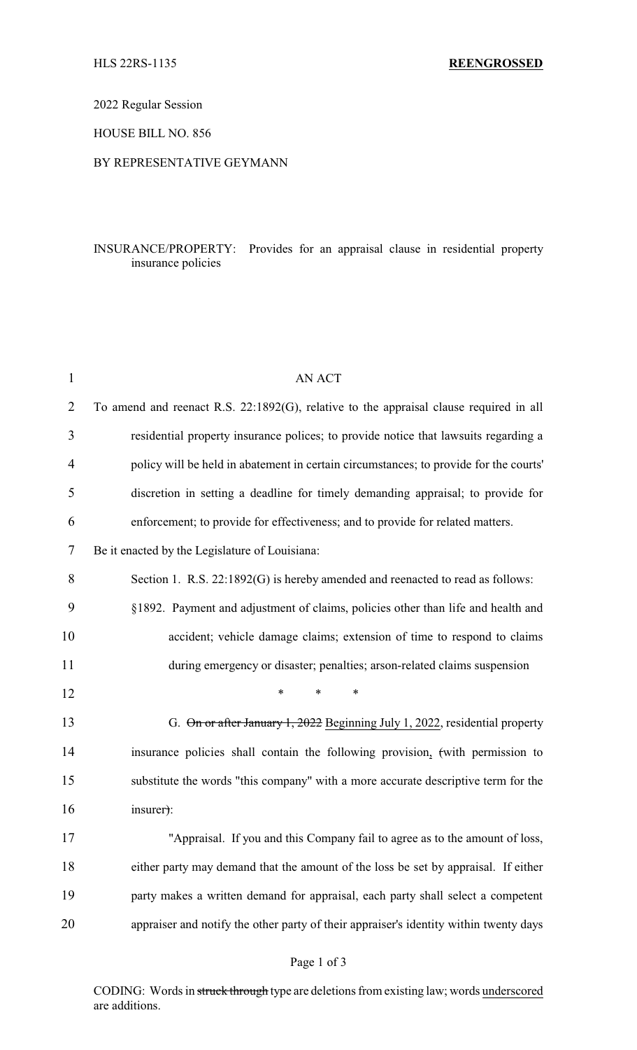HLS 22RS-1135 **REENGROSSED**

2022 Regular Session

HOUSE BILL NO. 856

BY REPRESENTATIVE GEYMANN

INSURANCE/PROPERTY: Provides for an appraisal clause in residential property insurance policies

AN ACT

To amend and reenact R.S. 22:1892(G), relative to the appraisal clause required in all residential property insurance polices; to provide notice that lawsuits regarding a policy will be held in abatement in certain circumstances; to provide for the courts' discretion in setting a deadline for timely demanding appraisal; to provide for enforcement; to provide for effectiveness; and to provide for related matters.

Be it enacted by the Legislature of Louisiana:

Section 1. R.S. 22:1892(G) is hereby amended and reenacted to read as follows:

§1892. Payment and adjustment of claims, policies other than life and health and accident; vehicle damage claims; extension of time to respond to claims during emergency or disaster; penalties; arson-related claims suspension

\* \* \*

G. ~~On or after January 1, 2022~~ Beginning July 1, 2022, residential property insurance policies shall contain the following provision, ~~(~~with permission to substitute the words "this company" with a more accurate descriptive term for the insurer~~)~~:

"Appraisal. If you and this Company fail to agree as to the amount of loss, either party may demand that the amount of the loss be set by appraisal. If either party makes a written demand for appraisal, each party shall select a competent appraiser and notify the other party of their appraiser's identity within twenty days

CODING: Words in ~~struck through~~ type are deletions from existing law; words underscored are additions.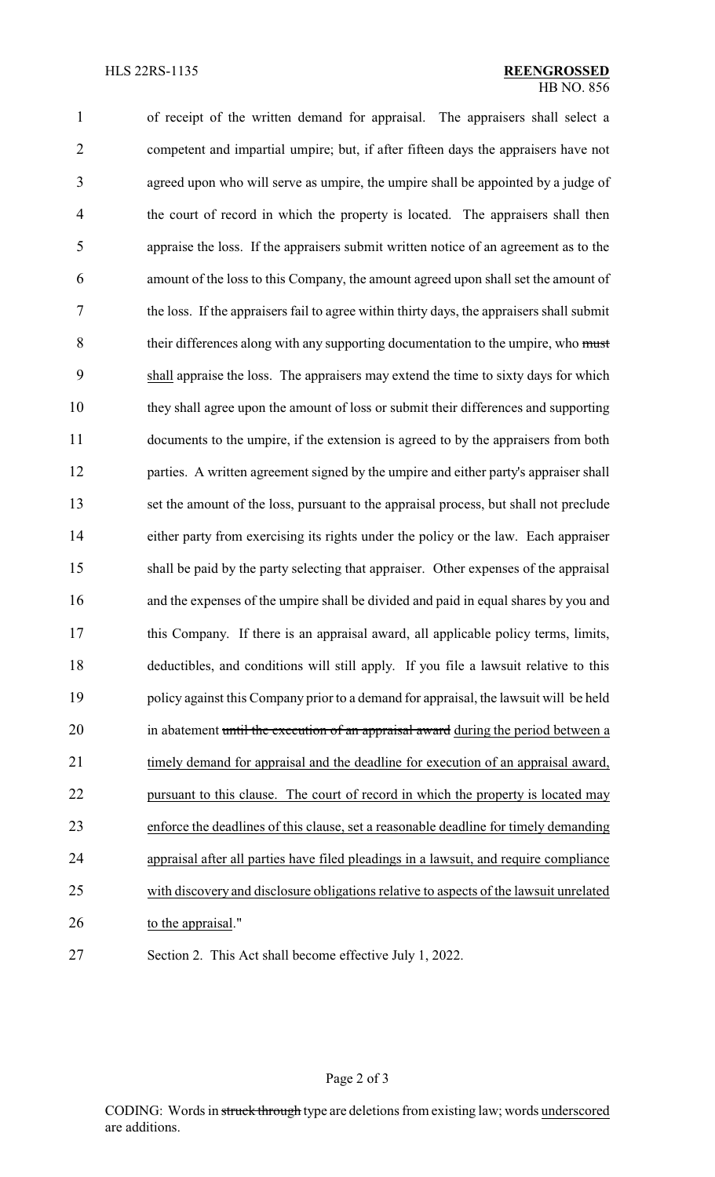of receipt of the written demand for appraisal. The appraisers shall select a competent and impartial umpire; but, if after fifteen days the appraisers have not agreed upon who will serve as umpire, the umpire shall be appointed by a judge of the court of record in which the property is located. The appraisers shall then appraise the loss. If the appraisers submit written notice of an agreement as to the amount of the loss to this Company, the amount agreed upon shall set the amount of the loss. If the appraisers fail to agree within thirty days, the appraisers shall submit their differences along with any supporting documentation to the umpire, who ~~must~~ shall appraise the loss. The appraisers may extend the time to sixty days for which they shall agree upon the amount of loss or submit their differences and supporting documents to the umpire, if the extension is agreed to by the appraisers from both parties. A written agreement signed by the umpire and either party's appraiser shall set the amount of the loss, pursuant to the appraisal process, but shall not preclude either party from exercising its rights under the policy or the law. Each appraiser shall be paid by the party selecting that appraiser. Other expenses of the appraisal and the expenses of the umpire shall be divided and paid in equal shares by you and this Company. If there is an appraisal award, all applicable policy terms, limits, deductibles, and conditions will still apply. If you file a lawsuit relative to this policy against this Company prior to a demand for appraisal, the lawsuit will be held in abatement ~~until the execution of an appraisal award~~ during the period between a timely demand for appraisal and the deadline for execution of an appraisal award, pursuant to this clause. The court of record in which the property is located may enforce the deadlines of this clause, set a reasonable deadline for timely demanding appraisal after all parties have filed pleadings in a lawsuit, and require compliance with discovery and disclosure obligations relative to aspects of the lawsuit unrelated to the appraisal."

Section 2. This Act shall become effective July 1, 2022.

CODING: Words in ~~struck through~~ type are deletions from existing law; words underscored are additions.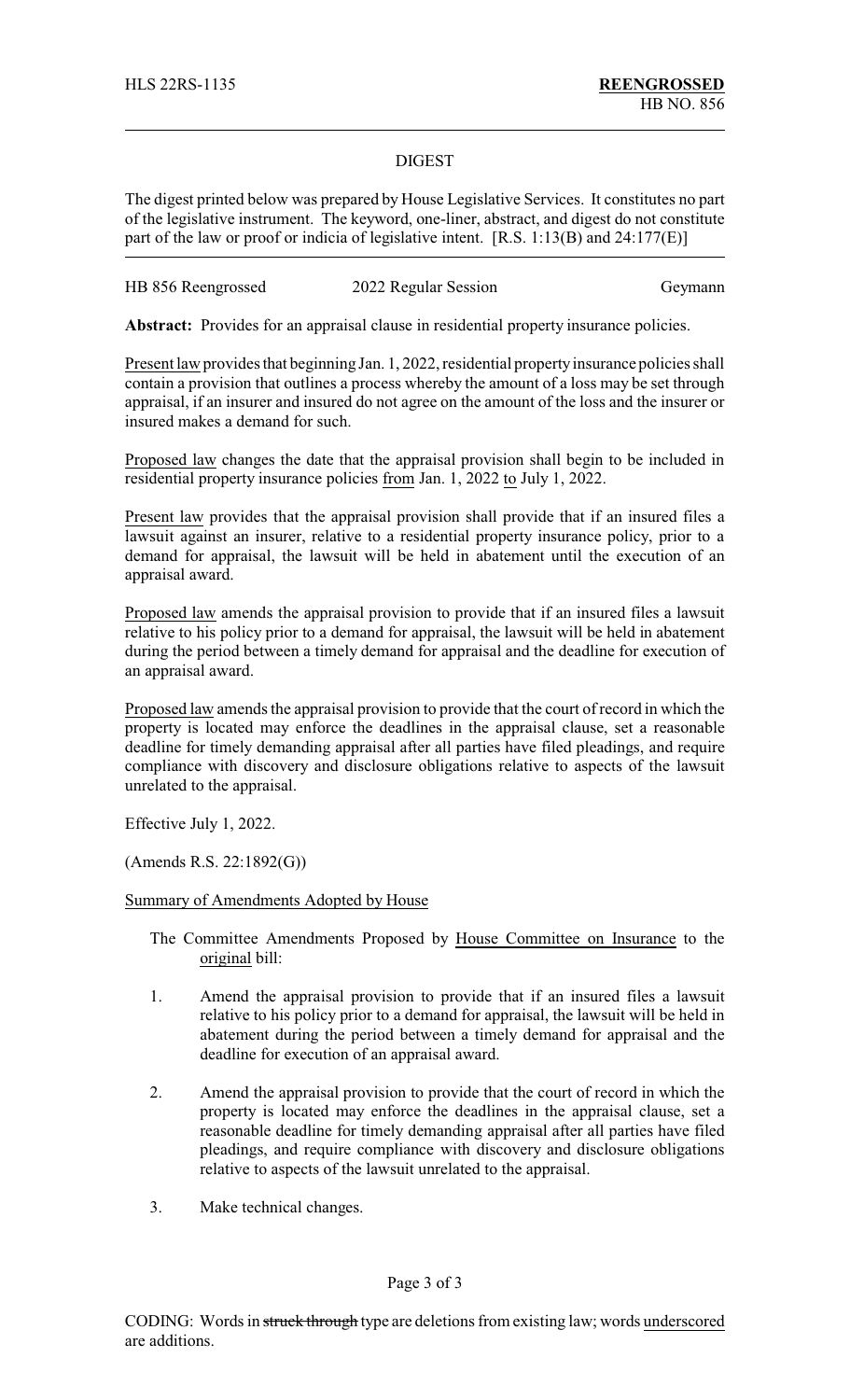HLS 22RS-1135 **REENGROSSED**
HB NO. 856

## DIGEST

The digest printed below was prepared by House Legislative Services. It constitutes no part of the legislative instrument. The keyword, one-liner, abstract, and digest do not constitute part of the law or proof or indicia of legislative intent. [R.S. 1:13(B) and 24:177(E)]

| HB 856 Reengrossed | 2022 Regular Session | Geymann |
| --- | --- | --- |

**Abstract:** Provides for an appraisal clause in residential property insurance policies.

Present law provides that beginning Jan. 1, 2022, residential property insurance policies shall contain a provision that outlines a process whereby the amount of a loss may be set through appraisal, if an insurer and insured do not agree on the amount of the loss and the insurer or insured makes a demand for such.

Proposed law changes the date that the appraisal provision shall begin to be included in residential property insurance policies from Jan. 1, 2022 to July 1, 2022.

Present law provides that the appraisal provision shall provide that if an insured files a lawsuit against an insurer, relative to a residential property insurance policy, prior to a demand for appraisal, the lawsuit will be held in abatement until the execution of an appraisal award.

Proposed law amends the appraisal provision to provide that if an insured files a lawsuit relative to his policy prior to a demand for appraisal, the lawsuit will be held in abatement during the period between a timely demand for appraisal and the deadline for execution of an appraisal award.

Proposed law amends the appraisal provision to provide that the court of record in which the property is located may enforce the deadlines in the appraisal clause, set a reasonable deadline for timely demanding appraisal after all parties have filed pleadings, and require compliance with discovery and disclosure obligations relative to aspects of the lawsuit unrelated to the appraisal.

Effective July 1, 2022.

(Amends R.S. 22:1892(G))

Summary of Amendments Adopted by House

The Committee Amendments Proposed by House Committee on Insurance to the original bill:

1. Amend the appraisal provision to provide that if an insured files a lawsuit relative to his policy prior to a demand for appraisal, the lawsuit will be held in abatement during the period between a timely demand for appraisal and the deadline for execution of an appraisal award.

2. Amend the appraisal provision to provide that the court of record in which the property is located may enforce the deadlines in the appraisal clause, set a reasonable deadline for timely demanding appraisal after all parties have filed pleadings, and require compliance with discovery and disclosure obligations relative to aspects of the lawsuit unrelated to the appraisal.

3. Make technical changes.

CODING: Words in ~~struck through~~ type are deletions from existing law; words underscored are additions.